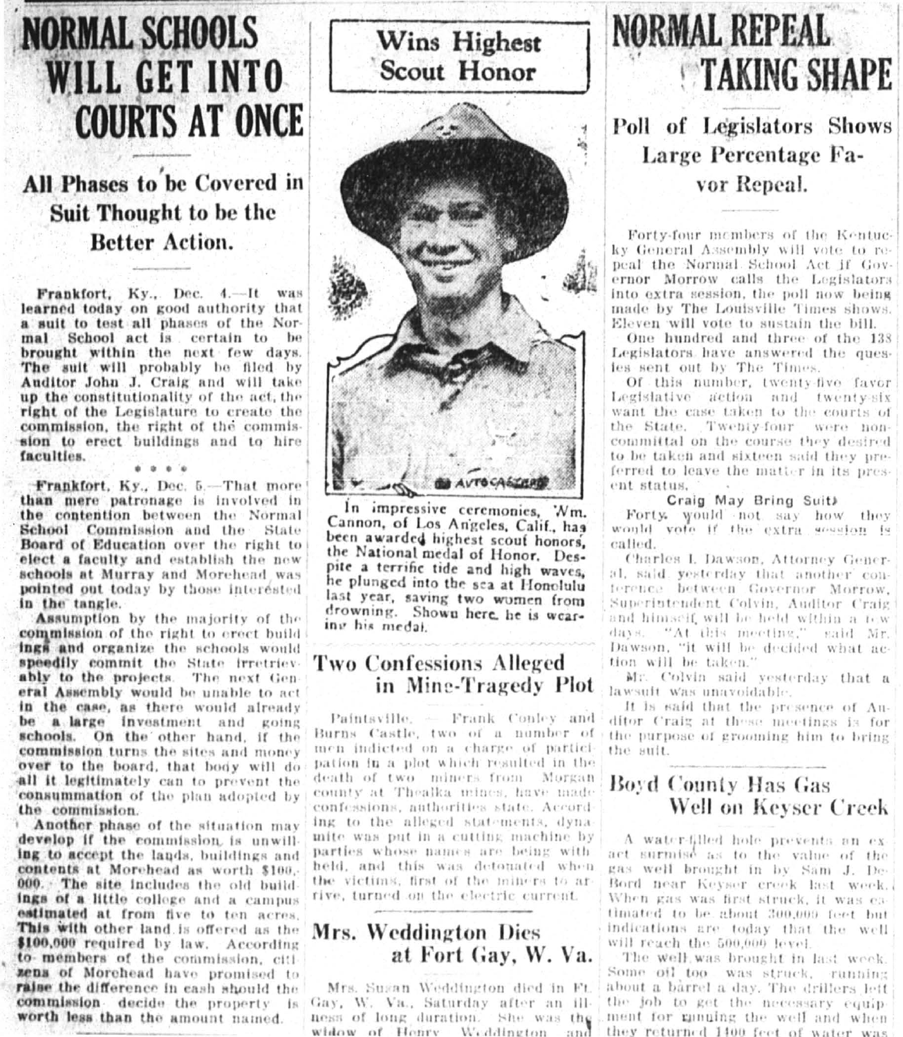# NORMAL SCHOOLS WILL GET INTO COURTS AT ONCE

## All Phases to be Covered in Suit Thought to be the Better Action.

**Frankfort, Ky., Dec. 4.—It was learned today on good authority that a suit to test all phases of the Normal School act is certain to be brought within the next few days. The suit will probably be filed by Auditor John J. Craig and will take up the constitutionality of the act, the right of the Legislature to create the commission, the right of the commission to erect buildings and to hire faculties.**

\* \* \* \*

**Frankfort, Ky., Dec. 5.—That more than mere patronage is involved in the contention between the Normal School Commission and the State Board of Education over the right to elect a faculty and establish the new schools at Murray and Morehead was pointed out today by those interested in the tangle.**

**Assumption by the majority of the commission of the right to erect buildings and organize the schools would speedily commit the State irretrievably to the projects.** The next General Assembly would be unable to act **in the case, as there would already be a large investment and going schools. On the other hand, if the commission turns the sites and money over to the board, that body will do all it legitimately can to prevent the consummation of the plan adopted by the commission.**

**Another phase of the situation may develop if the commission is unwilling to accept the lands, buildings and contents at Morehead as worth $100,000. The site includes the old buildings of a little college and a campus estimated at from five to ten acres. This with other land is offered as the $100,000 required by law. According to members of the commission, citizens of Morehead have promised to raise the difference in cash should the commission decide the property is worth less than the amount named.**

## Wins Highest Scout Honor

In impressive ceremonies, Wm. Cannon, of Los Angeles, Calif., has been awarded highest scout honors, the National medal of Honor. Despite a terrific tide and high waves, he plunged into the sea at Honolulu last year, saving two women from drowning. Shown here, he is wearing his medal.

## Two Confessions Alleged in Mine-Tragedy Plot

Paintsville. — Frank Conley and Burns Castle, two of a number of men indicted on a charge of participation in a plot which resulted in the death of two miners from Morgan county at Thealka mines, have made confessions, authorities state. According to the alleged statements, dynamite was put in a cutting machine by parties whose names are being withheld, and this was detonated when the victims, first of the miners to arrive, turned on the electric current.

## Mrs. Weddington Dies at Fort Gay, W. Va.

Mrs. Susan Weddington died in Ft. Gay, W. Va., Saturday after an illness of long duration. She was the widow of Henry Weddington and

# NORMAL REPEAL TAKING SHAPE

## Poll of Legislators Shows Large Percentage Favor Repeal.

Forty-four members of the Kentucky General Assembly will vote to repeal the Normal School Act if Governor Morrow calls the Legislators into extra session, the poll now being made by The Louisville Times shows. Eleven will vote to sustain the bill.

One hundred and three of the 138 Legislators have answered the queries sent out by The Times.

Of this number, twenty-five favor Legislative action and twenty-six want the case taken to the courts of the State. Twenty-four were noncommittal on the course they desired to be taken and sixteen said they preferred to leave the matter in its present status.

### Craig May Bring Suit

Forty would not say how they would vote if the extra session is called.

Charles I. Dawson, Attorney General, said yesterday that another conference between Governor Morrow, Superintendent Colvin, Auditor Craig and himself, will be held within a few days. "At this meeting," said Mr. Dawson, "it will be decided what action will be taken."

Mr. Colvin said yesterday that a lawsuit was unavoidable.

It is said that the presence of Auditor Craig at these meetings is for the purpose of grooming him to bring the suit.

## Boyd County Has Gas Well on Keyser Creek

A water-filled hole prevents an exact surmise as to the value of the gas well brought in by Sam J. De Bord near Keyser creek last week. When gas was first struck, it was estimated to be about 300,000 feet but indications are today that the well will reach the 500,000 level.

The well was brought in last week. Some oil too was struck, running about a barrel a day. The drillers left the job to get the necessary equipment for running the well and when they returned 1400 feet of water was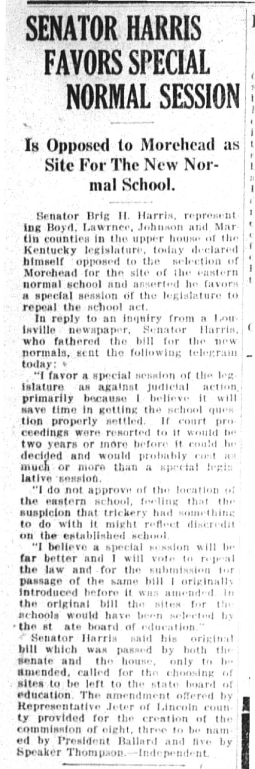# SENATOR HARRIS FAVORS SPECIAL NORMAL SESSION

## Is Opposed to Morehead as Site For The New Normal School.

Senator Brig H. Harris, representing Boyd, Lawrnce, Johnson and Martin counties in the upper house of the Kentucky legislature, today declared himself opposed to the selection of Morehead for the site of the eastern normal school and asserted he favors a special session of the legislature to repeal the school act.

In reply to an inquiry from a Louisville newspaper, Senator Harris, who fathered the bill for the new normals, sent the following telegram today:

"I favor a special session of the legislature as against judicial action, primarily because I believe it will save time in getting the school question properly settled. If court proceedings were resorted to it would be two years or more before it could be decided and would probably cost as much or more than a special legislative session.

"I do not approve of the location of the eastern school, feeling that the suspicion that trickery had something to do with it might reflect discredit on the established school.

"I believe a special session will be far better and I will vote to repeal the law and for the submission for passage of the same bill I originally introduced before it was amended. In the original bill the sites for the schools would have been selected by the st ate board of education."

Senator Harris said his original bill which was passed by both the senate and the house, only to be amended, called for the choosing of sites to be left to the state board of education. The amendment offered by Representative Jeter of Lincoln county provided for the creation of the commission of eight, three to be named by President Ballard and five by Speaker Thompson.—Independent.